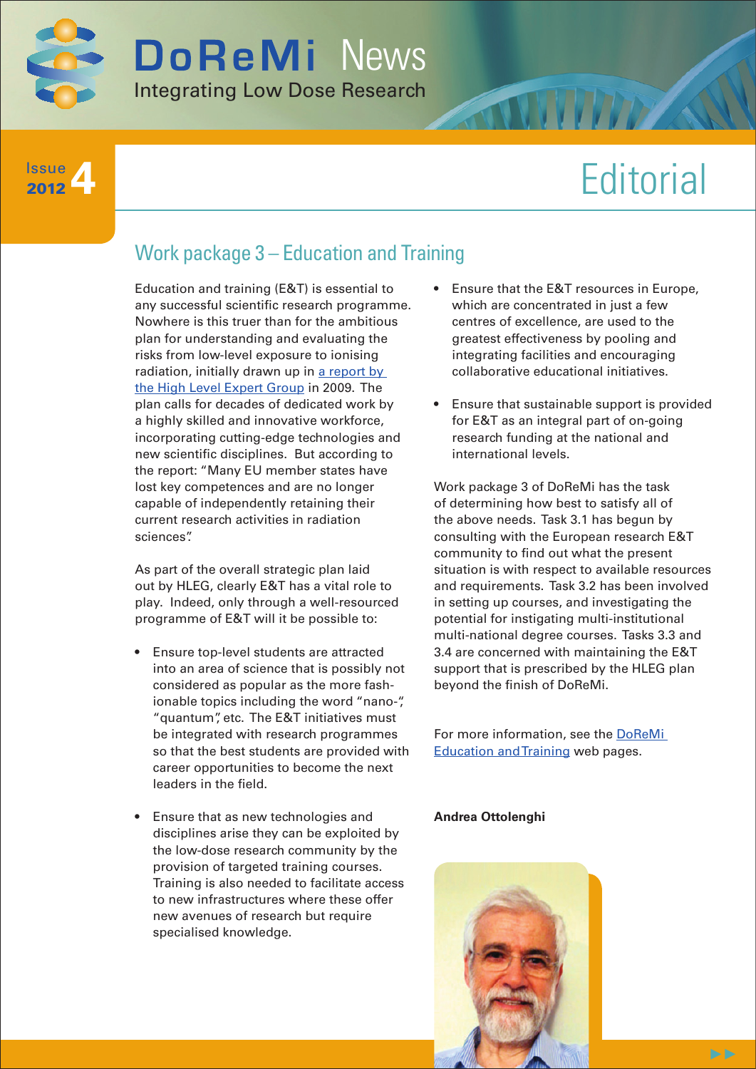# DoReMi News

Integrating Low Dose Research

Issue 4 2012

# Editorial

## Work package 3 – Education and Training

Education and training (E&T) is essential to any successful scientific research programme. Nowhere is this truer than for the ambitious plan for understanding and evaluating the risks from low-level exposure to ionising radiation, initially drawn up in a report by the High Level Expert Group in 2009. The plan calls for decades of dedicated work by a highly skilled and innovative workforce, incorporating cutting-edge technologies and new scientific disciplines. But according to the report: "Many EU member states have lost key competences and are no longer capable of independently retaining their current research activities in radiation sciences".

As part of the overall strategic plan laid out by HLEG, clearly E&T has a vital role to play. Indeed, only through a well-resourced programme of E&T will it be possible to:

- Ensure top-level students are attracted into an area of science that is possibly not considered as popular as the more fashionable topics including the word "nano-", "quantum", etc. The E&T initiatives must be integrated with research programmes so that the best students are provided with career opportunities to become the next leaders in the field.
- Ensure that as new technologies and disciplines arise they can be exploited by the low-dose research community by the provision of targeted training courses. Training is also needed to facilitate access to new infrastructures where these offer new avenues of research but require specialised knowledge.
- Ensure that the E&T resources in Europe, which are concentrated in just a few centres of excellence, are used to the greatest effectiveness by pooling and integrating facilities and encouraging collaborative educational initiatives.
- Ensure that sustainable support is provided for E&T as an integral part of on-going research funding at the national and international levels.

Work package 3 of DoReMi has the task of determining how best to satisfy all of the above needs. Task 3.1 has begun by consulting with the European research E&T community to find out what the present situation is with respect to available resources and requirements. Task 3.2 has been involved in setting up courses, and investigating the potential for instigating multi-institutional multi-national degree courses. Tasks 3.3 and 3.4 are concerned with maintaining the E&T support that is prescribed by the HLEG plan beyond the finish of DoReMi.

For more information, see the DoReMi Education and Training web pages.

**Andrea Ottolenghi**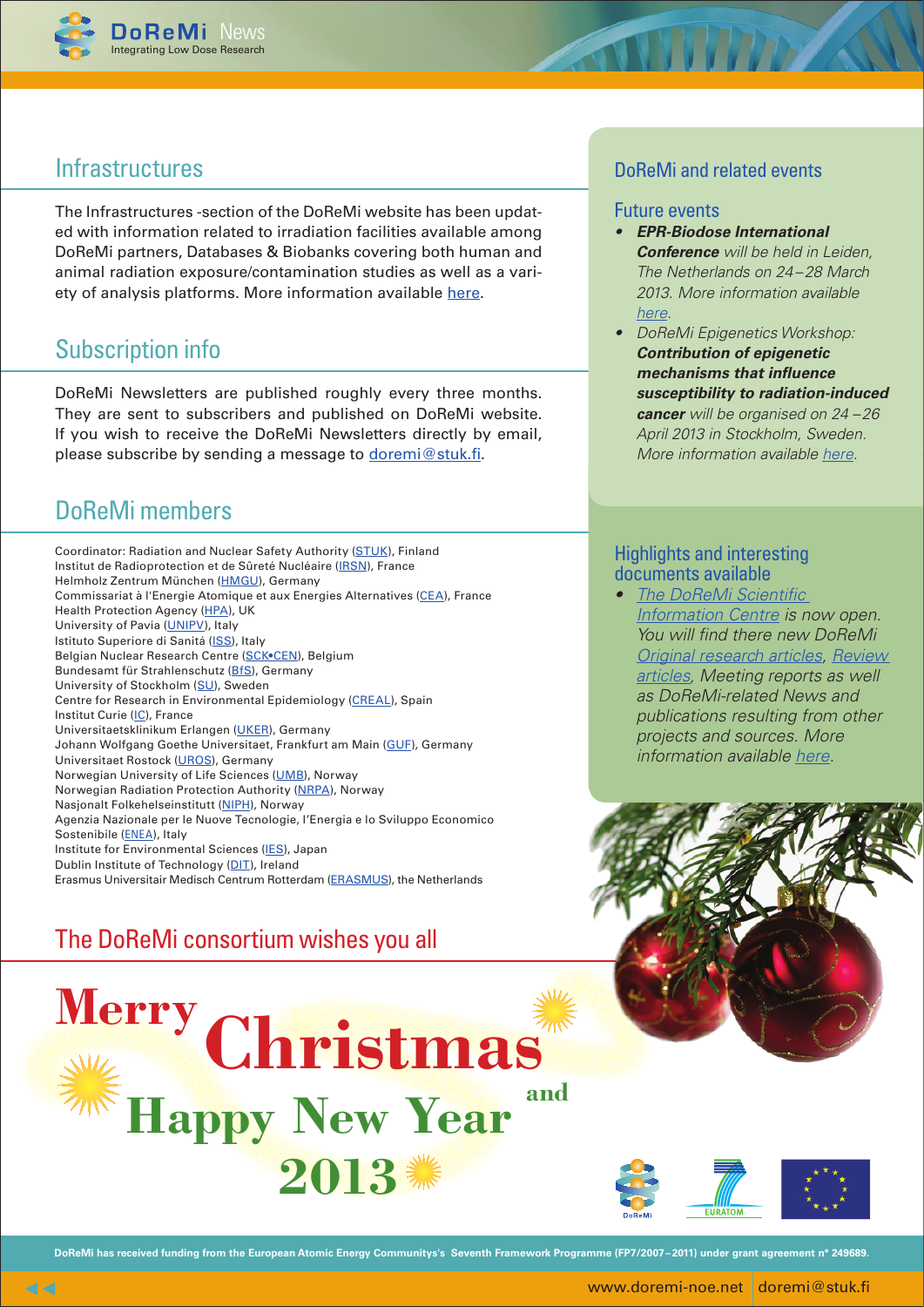## Infrastructures

The Infrastructures -section of the DoReMi website has been updated with information related to irradiation facilities available among DoReMi partners, Databases & Biobanks covering both human and animal radiation exposure/contamination studies as well as a variety of analysis platforms. More information available here.

## Subscription info

DoReMi Newsletters are published roughly every three months. They are sent to subscribers and published on DoReMi website. If you wish to receive the DoReMi Newsletters directly by email, please subscribe by sending a message to doremi@stuk.fi.

## DoReMi members

Coordinator: Radiation and Nuclear Safety Authority (STUK), Finland
Institut de Radioprotection et de Sûreté Nucléaire (IRSN), France
Helmholz Zentrum München (HMGU), Germany
Commissariat à l'Energie Atomique et aux Energies Alternatives (CEA), France
Health Protection Agency (HPA), UK
University of Pavia (UNIPV), Italy
Istituto Superiore di Sanitá (ISS), Italy
Belgian Nuclear Research Centre (SCK•CEN), Belgium
Bundesamt für Strahlenschutz (BfS), Germany
University of Stockholm (SU), Sweden
Centre for Research in Environmental Epidemiology (CREAL), Spain
Institut Curie (IC), France
Universitaetsklinikum Erlangen (UKER), Germany
Johann Wolfgang Goethe Universitaet, Frankfurt am Main (GUF), Germany
Universitaet Rostock (UROS), Germany
Norwegian University of Life Sciences (UMB), Norway
Norwegian Radiation Protection Authority (NRPA), Norway
Nasjonalt Folkehelseinstitutt (NIPH), Norway
Agenzia Nazionale per le Nuove Tecnologie, l'Energia e lo Sviluppo Economico Sostenibile (ENEA), Italy
Institute for Environmental Sciences (IES), Japan
Dublin Institute of Technology (DIT), Ireland
Erasmus Universitair Medisch Centrum Rotterdam (ERASMUS), the Netherlands

## The DoReMi consortium wishes you all

Merry Christmas and Happy New Year 2013

## DoReMi and related events

### Future events

- ***EPR-Biodose International Conference*** *will be held in Leiden, The Netherlands on 24–28 March 2013. More information available here.*
- *DoReMi Epigenetics Workshop:* ***Contribution of epigenetic mechanisms that influence susceptibility to radiation-induced cancer*** *will be organised on 24–26 April 2013 in Stockholm, Sweden. More information available here.*

## Highlights and interesting documents available

- *The DoReMi Scientific Information Centre is now open. You will find there new DoReMi Original research articles, Review articles, Meeting reports as well as DoReMi-related News and publications resulting from other projects and sources. More information available here.*

DoReMi has received funding from the European Atomic Energy Communitys's Seventh Framework Programme (FP7/2007–2011) under grant agreement nº 249689.

www.doremi-noe.net | doremi@stuk.fi